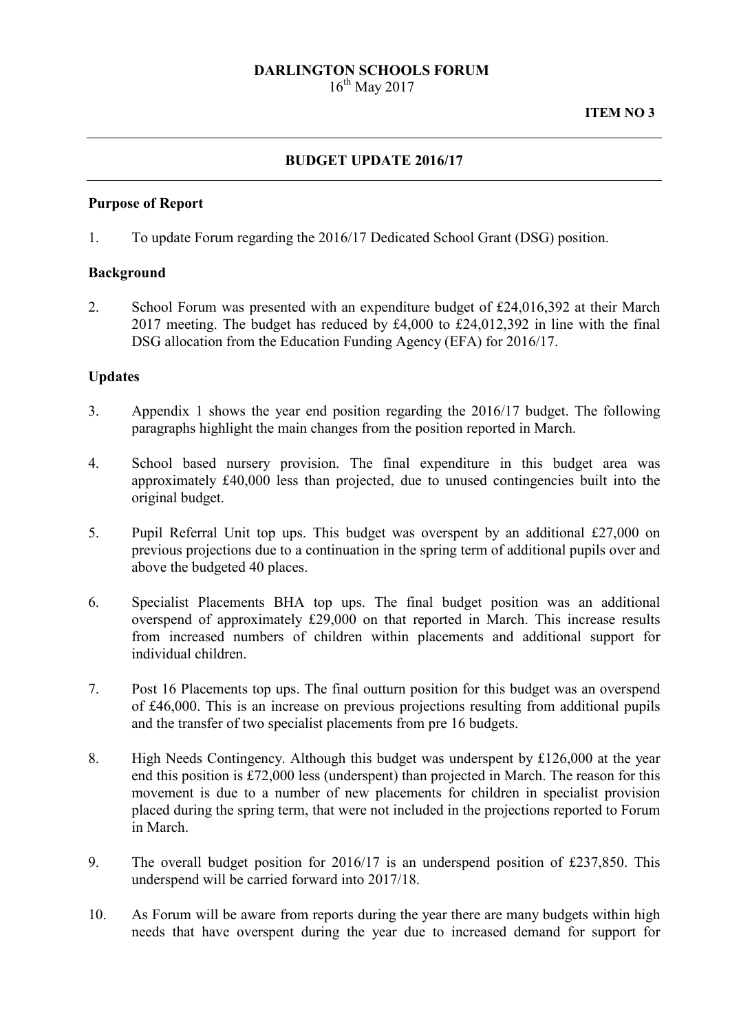**DARLINGTON SCHOOLS FORUM**
16th May 2017

**ITEM NO 3**

---

**BUDGET UPDATE 2016/17**

---

**Purpose of Report**

1. To update Forum regarding the 2016/17 Dedicated School Grant (DSG) position.

**Background**

2. School Forum was presented with an expenditure budget of £24,016,392 at their March 2017 meeting. The budget has reduced by £4,000 to £24,012,392 in line with the final DSG allocation from the Education Funding Agency (EFA) for 2016/17.

**Updates**

3. Appendix 1 shows the year end position regarding the 2016/17 budget. The following paragraphs highlight the main changes from the position reported in March.

4. School based nursery provision. The final expenditure in this budget area was approximately £40,000 less than projected, due to unused contingencies built into the original budget.

5. Pupil Referral Unit top ups. This budget was overspent by an additional £27,000 on previous projections due to a continuation in the spring term of additional pupils over and above the budgeted 40 places.

6. Specialist Placements BHA top ups. The final budget position was an additional overspend of approximately £29,000 on that reported in March. This increase results from increased numbers of children within placements and additional support for individual children.

7. Post 16 Placements top ups. The final outturn position for this budget was an overspend of £46,000. This is an increase on previous projections resulting from additional pupils and the transfer of two specialist placements from pre 16 budgets.

8. High Needs Contingency. Although this budget was underspent by £126,000 at the year end this position is £72,000 less (underspent) than projected in March. The reason for this movement is due to a number of new placements for children in specialist provision placed during the spring term, that were not included in the projections reported to Forum in March.

9. The overall budget position for 2016/17 is an underspend position of £237,850. This underspend will be carried forward into 2017/18.

10. As Forum will be aware from reports during the year there are many budgets within high needs that have overspent during the year due to increased demand for support for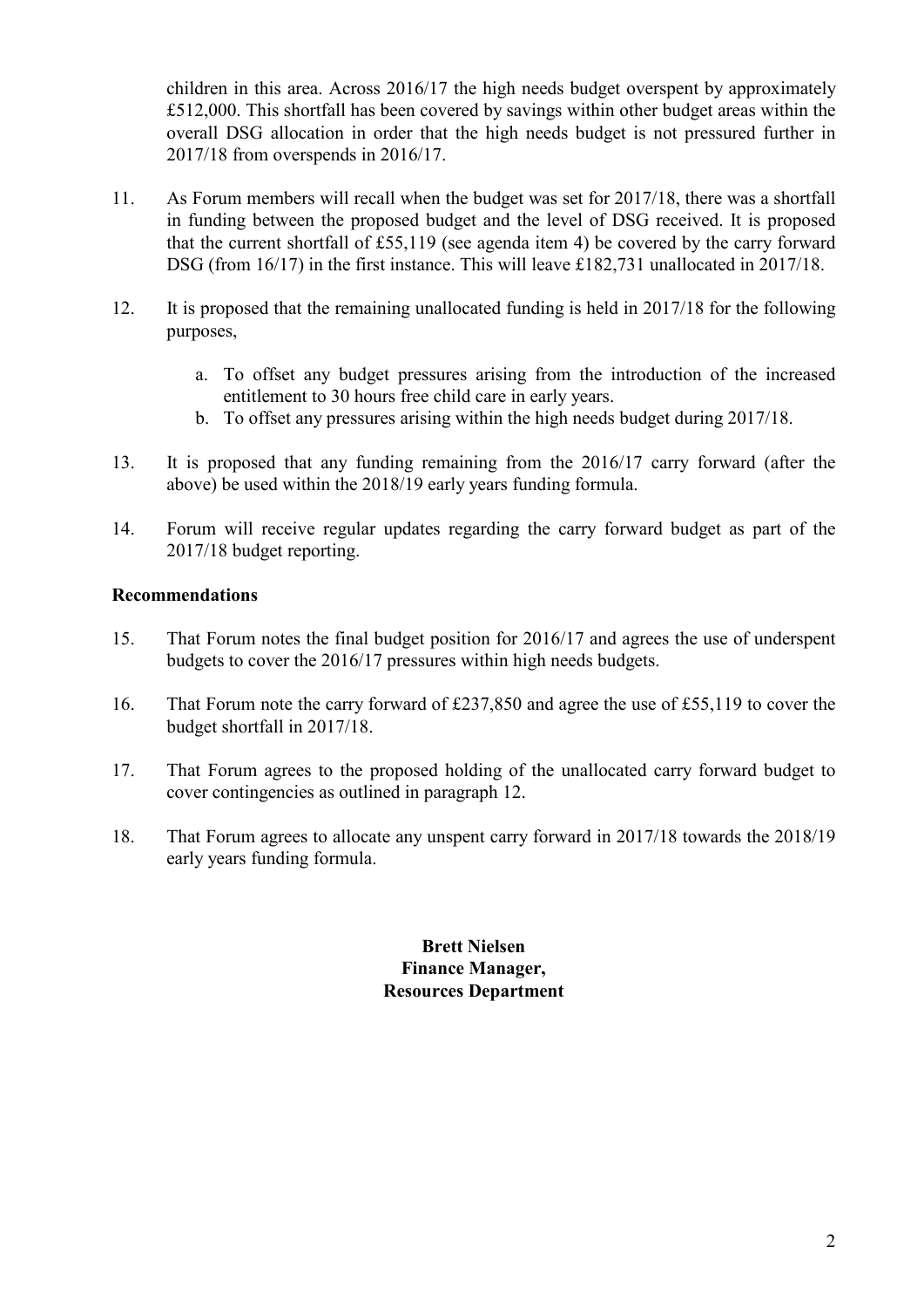children in this area. Across 2016/17 the high needs budget overspent by approximately £512,000. This shortfall has been covered by savings within other budget areas within the overall DSG allocation in order that the high needs budget is not pressured further in 2017/18 from overspends in 2016/17.

11. As Forum members will recall when the budget was set for 2017/18, there was a shortfall in funding between the proposed budget and the level of DSG received. It is proposed that the current shortfall of £55,119 (see agenda item 4) be covered by the carry forward DSG (from 16/17) in the first instance. This will leave £182,731 unallocated in 2017/18.

12. It is proposed that the remaining unallocated funding is held in 2017/18 for the following purposes,

    a. To offset any budget pressures arising from the introduction of the increased entitlement to 30 hours free child care in early years.
    b. To offset any pressures arising within the high needs budget during 2017/18.

13. It is proposed that any funding remaining from the 2016/17 carry forward (after the above) be used within the 2018/19 early years funding formula.

14. Forum will receive regular updates regarding the carry forward budget as part of the 2017/18 budget reporting.

**Recommendations**

15. That Forum notes the final budget position for 2016/17 and agrees the use of underspent budgets to cover the 2016/17 pressures within high needs budgets.

16. That Forum note the carry forward of £237,850 and agree the use of £55,119 to cover the budget shortfall in 2017/18.

17. That Forum agrees to the proposed holding of the unallocated carry forward budget to cover contingencies as outlined in paragraph 12.

18. That Forum agrees to allocate any unspent carry forward in 2017/18 towards the 2018/19 early years funding formula.

**Brett Nielsen**
**Finance Manager,**
**Resources Department**